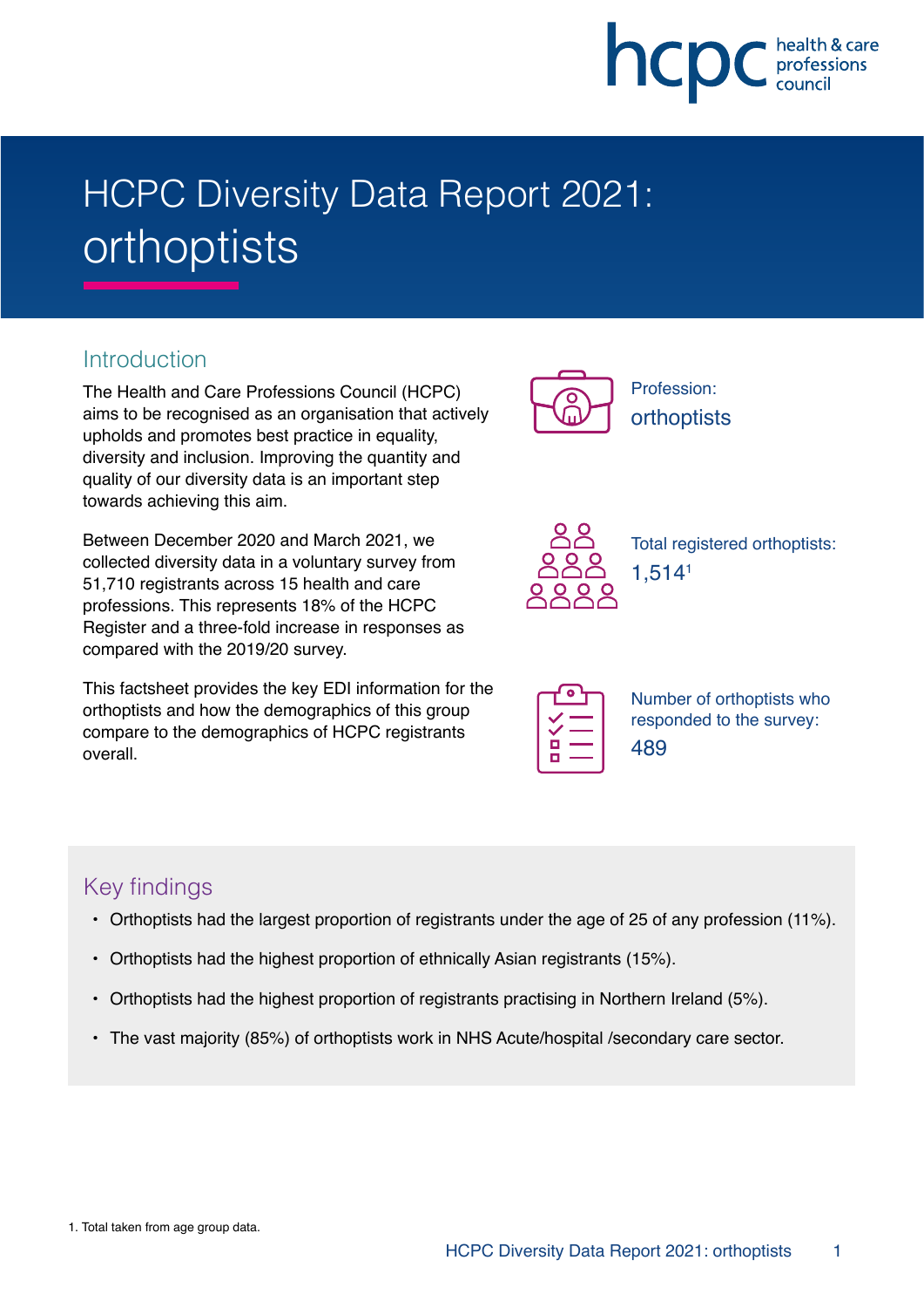# HCPC Diversity Data Report 2021: orthoptists

## Introduction

The Health and Care Professions Council (HCPC) aims to be recognised as an organisation that actively upholds and promotes best practice in equality, diversity and inclusion. Improving the quantity and quality of our diversity data is an important step towards achieving this aim.

Between December 2020 and March 2021, we collected diversity data in a voluntary survey from 51,710 registrants across 15 health and care professions. This represents 18% of the HCPC Register and a three-fold increase in responses as compared with the 2019/20 survey.

This factsheet provides the key EDI information for the orthoptists and how the demographics of this group compare to the demographics of HCPC registrants overall.

Profession:
orthoptists

Total registered orthoptists:
1,514[1]

Number of orthoptists who responded to the survey:
489

## Key findings

- Orthoptists had the largest proportion of registrants under the age of 25 of any profession (11%).
- Orthoptists had the highest proportion of ethnically Asian registrants (15%).
- Orthoptists had the highest proportion of registrants practising in Northern Ireland (5%).
- The vast majority (85%) of orthoptists work in NHS Acute/hospital /secondary care sector.

1. Total taken from age group data.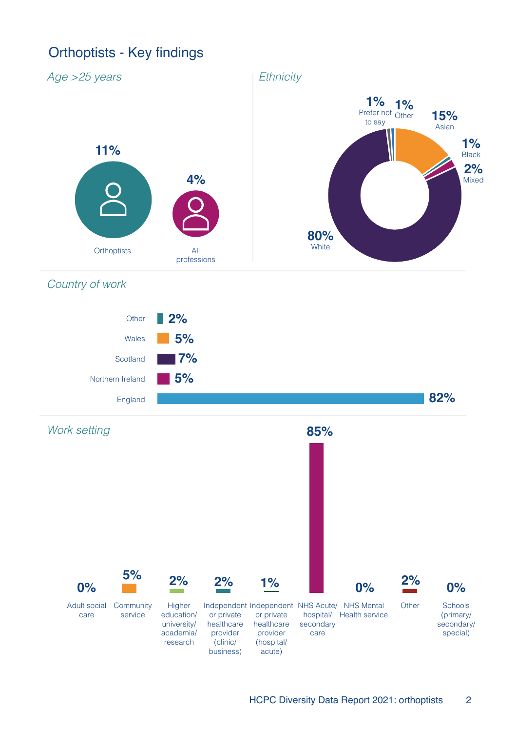## Orthoptists - Key findings

### *Age >25 years*

| Group | % |
|---|---|
| Orthoptists | 11% |
| All professions | 4% |

### *Ethnicity*

| Ethnicity | % |
|---|---|
| Prefer not to say | 1% |
| Other | 1% |
| Asian | 15% |
| Black | 1% |
| Mixed | 2% |
| White | 80% |

### *Country of work*

| Country | % |
|---|---|
| Other | 2% |
| Wales | 5% |
| Scotland | 7% |
| Northern Ireland | 5% |
| England | 82% |

### *Work setting*

| Work setting | % |
|---|---|
| Adult social care | 0% |
| Community service | 5% |
| Higher education/ university/ academia/ research | 2% |
| Independent or private healthcare provider (clinic/ business) | 2% |
| Independent or private healthcare provider (hospital/ acute) | 1% |
| NHS Acute/ hospital/ secondary care | 85% |
| NHS Mental Health service | 0% |
| Other | 2% |
| Schools (primary/ secondary/ special) | 0% |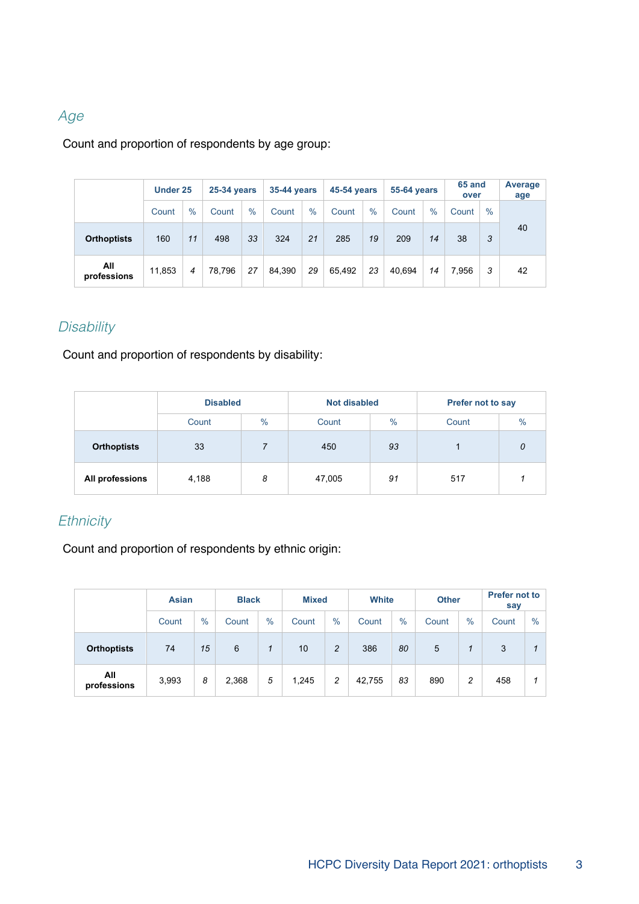## *Age*

Count and proportion of respondents by age group:

| | Under 25 | | 25-34 years | | 35-44 years | | 45-54 years | | 55-64 years | | 65 and over | | Average age |
|---|---|---|---|---|---|---|---|---|---|---|---|---|---|
| | Count | % | Count | % | Count | % | Count | % | Count | % | Count | % | |
| **Orthoptists** | 160 | *11* | 498 | *33* | 324 | *21* | 285 | *19* | 209 | *14* | 38 | *3* | 40 |
| **All professions** | 11,853 | *4* | 78,796 | 27 | 84,390 | 29 | 65,492 | 23 | 40,694 | *14* | 7,956 | *3* | 42 |

## *Disability*

Count and proportion of respondents by disability:

| | Disabled | | Not disabled | | Prefer not to say | |
|---|---|---|---|---|---|---|
| | Count | % | Count | % | Count | % |
| **Orthoptists** | 33 | *7* | 450 | *93* | 1 | *0* |
| **All professions** | 4,188 | *8* | 47,005 | *91* | 517 | *1* |

## *Ethnicity*

Count and proportion of respondents by ethnic origin:

| | Asian | | Black | | Mixed | | White | | Other | | Prefer not to say | |
|---|---|---|---|---|---|---|---|---|---|---|---|---|
| | Count | % | Count | % | Count | % | Count | % | Count | % | Count | % |
| **Orthoptists** | 74 | *15* | 6 | *1* | 10 | *2* | 386 | *80* | 5 | *1* | 3 | *1* |
| **All professions** | 3,993 | *8* | 2,368 | *5* | 1,245 | *2* | 42,755 | *83* | 890 | *2* | 458 | *1* |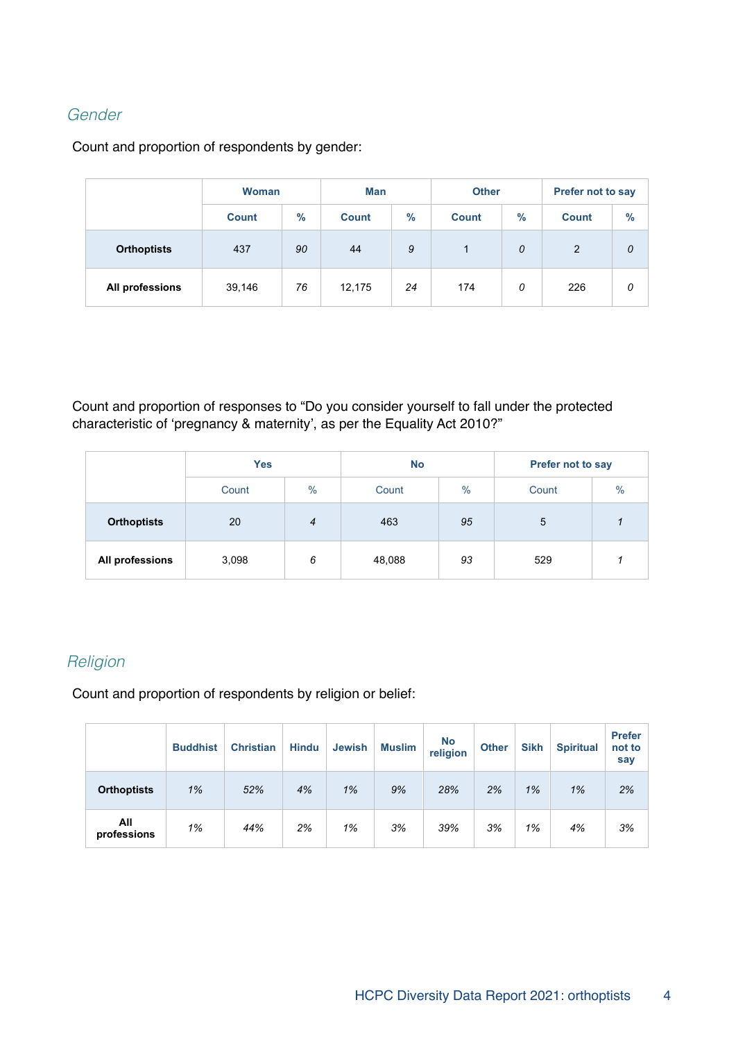## *Gender*

Count and proportion of respondents by gender:

| | Woman | | Man | | Other | | Prefer not to say | |
|---|---|---|---|---|---|---|---|---|
| | Count | % | Count | % | Count | % | Count | % |
| **Orthoptists** | 437 | *90* | 44 | *9* | 1 | *0* | 2 | *0* |
| **All professions** | 39,146 | *76* | 12,175 | *24* | 174 | *0* | 226 | *0* |

Count and proportion of responses to "Do you consider yourself to fall under the protected characteristic of 'pregnancy & maternity', as per the Equality Act 2010?"

| | Yes | | No | | Prefer not to say | |
|---|---|---|---|---|---|---|
| | Count | % | Count | % | Count | % |
| **Orthoptists** | 20 | *4* | 463 | *95* | 5 | *1* |
| **All professions** | 3,098 | *6* | 48,088 | *93* | 529 | *1* |

## *Religion*

Count and proportion of respondents by religion or belief:

| | Buddhist | Christian | Hindu | Jewish | Muslim | No religion | Other | Sikh | Spiritual | Prefer not to say |
|---|---|---|---|---|---|---|---|---|---|---|
| **Orthoptists** | *1%* | *52%* | *4%* | *1%* | *9%* | *28%* | *2%* | *1%* | *1%* | *2%* |
| **All professions** | *1%* | *44%* | *2%* | *1%* | *3%* | *39%* | *3%* | *1%* | *4%* | *3%* |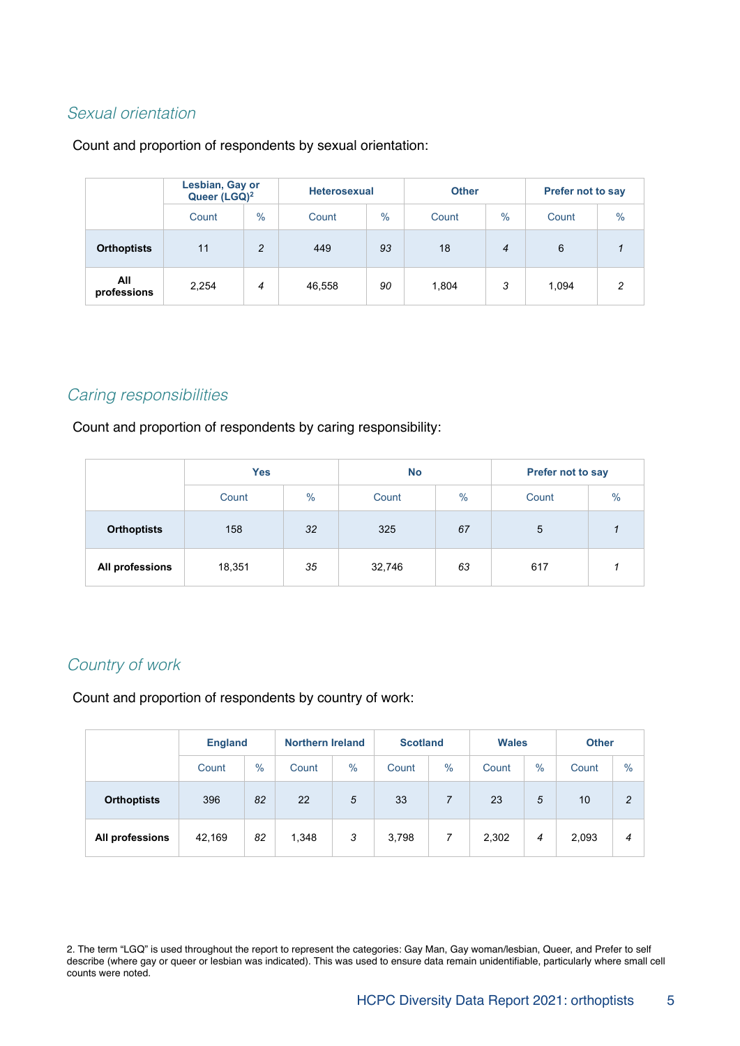## *Sexual orientation*

Count and proportion of respondents by sexual orientation:

| | Lesbian, Gay or Queer (LGQ)[2] | | Heterosexual | | Other | | Prefer not to say | |
|---|---|---|---|---|---|---|---|---|
| | Count | % | Count | % | Count | % | Count | % |
| **Orthoptists** | 11 | *2* | 449 | *93* | 18 | *4* | 6 | *1* |
| **All professions** | 2,254 | *4* | 46,558 | *90* | 1,804 | *3* | 1,094 | *2* |

## *Caring responsibilities*

Count and proportion of respondents by caring responsibility:

| | Yes | | No | | Prefer not to say | |
|---|---|---|---|---|---|---|
| | Count | % | Count | % | Count | % |
| **Orthoptists** | 158 | *32* | 325 | *67* | 5 | *1* |
| **All professions** | 18,351 | *35* | 32,746 | *63* | 617 | *1* |

## *Country of work*

Count and proportion of respondents by country of work:

| | England | | Northern Ireland | | Scotland | | Wales | | Other | |
|---|---|---|---|---|---|---|---|---|---|---|
| | Count | % | Count | % | Count | % | Count | % | Count | % |
| **Orthoptists** | 396 | *82* | 22 | *5* | 33 | *7* | 23 | *5* | 10 | *2* |
| **All professions** | 42,169 | *82* | 1,348 | *3* | 3,798 | *7* | 2,302 | *4* | 2,093 | *4* |

2. The term "LGQ" is used throughout the report to represent the categories: Gay Man, Gay woman/lesbian, Queer, and Prefer to self describe (where gay or queer or lesbian was indicated). This was used to ensure data remain unidentifiable, particularly where small cell counts were noted.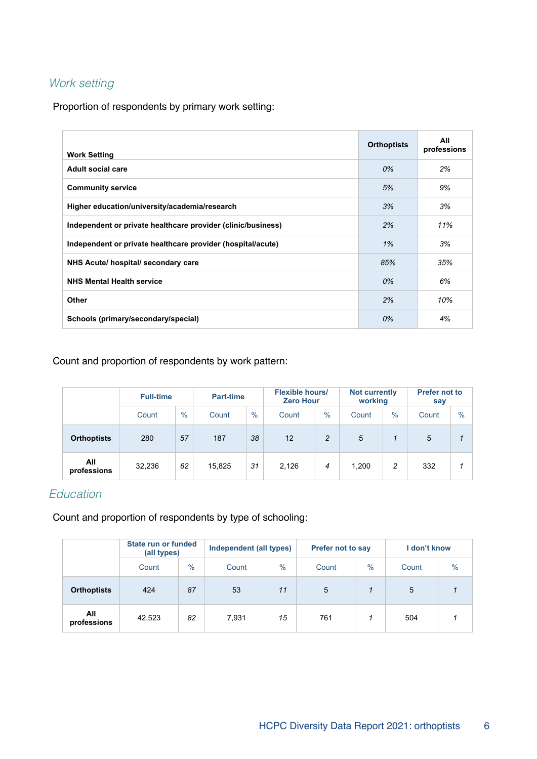## *Work setting*

Proportion of respondents by primary work setting:

| Work Setting | Orthoptists | All professions |
|---|---|---|
| **Adult social care** | *0%* | *2%* |
| **Community service** | *5%* | *9%* |
| **Higher education/university/academia/research** | *3%* | *3%* |
| **Independent or private healthcare provider (clinic/business)** | *2%* | *11%* |
| **Independent or private healthcare provider (hospital/acute)** | *1%* | *3%* |
| **NHS Acute/ hospital/ secondary care** | *85%* | *35%* |
| **NHS Mental Health service** | *0%* | *6%* |
| **Other** | *2%* | *10%* |
| **Schools (primary/secondary/special)** | *0%* | *4%* |

Count and proportion of respondents by work pattern:

| | Full-time | | Part-time | | Flexible hours/ Zero Hour | | Not currently working | | Prefer not to say | |
|---|---|---|---|---|---|---|---|---|---|---|
| | Count | % | Count | % | Count | % | Count | % | Count | % |
| **Orthoptists** | 280 | *57* | 187 | *38* | 12 | *2* | 5 | *1* | 5 | *1* |
| **All professions** | 32,236 | *62* | 15,825 | *31* | 2,126 | *4* | 1,200 | *2* | 332 | *1* |

## *Education*

Count and proportion of respondents by type of schooling:

| | State run or funded (all types) | | Independent (all types) | | Prefer not to say | | I don't know | |
|---|---|---|---|---|---|---|---|---|
| | Count | % | Count | % | Count | % | Count | % |
| **Orthoptists** | 424 | *87* | 53 | *11* | 5 | *1* | 5 | *1* |
| **All professions** | 42,523 | *82* | 7,931 | *15* | 761 | *1* | 504 | *1* |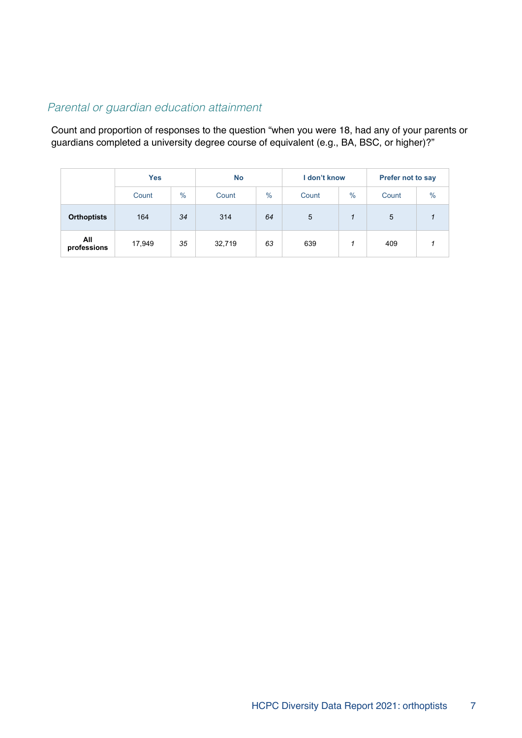### *Parental or guardian education attainment*

Count and proportion of responses to the question “when you were 18, had any of your parents or guardians completed a university degree course of equivalent (e.g., BA, BSC, or higher)?”

| | Yes | | No | | I don’t know | | Prefer not to say | |
|---|---|---|---|---|---|---|---|---|
| | Count | % | Count | % | Count | % | Count | % |
| **Orthoptists** | 164 | *34* | 314 | *64* | 5 | *1* | 5 | *1* |
| **All professions** | 17,949 | *35* | 32,719 | *63* | 639 | *1* | 409 | *1* |